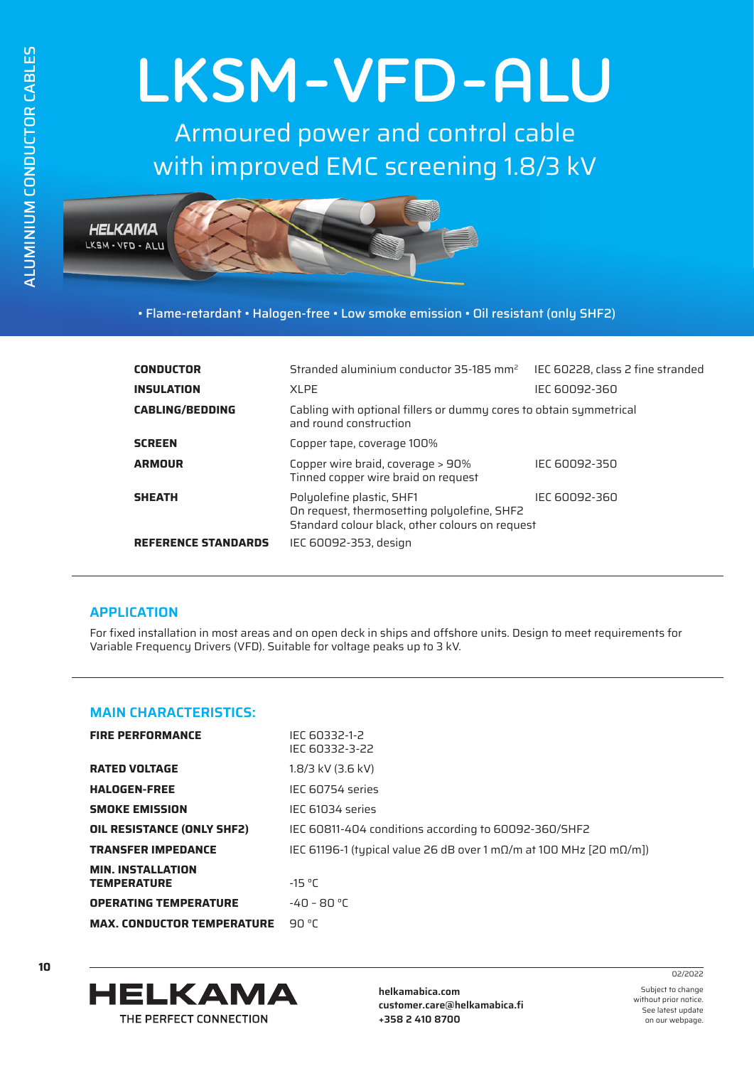# LKSM-VFD-ALU

## Armoured power and control cable with improved EMC screening 1.8/3 kV

• Flame-retardant • Halogen-free • Low smoke emission • Oil resistant (only SHF2)

| | | |
|---|---|---|
| **CONDUCTOR** | Stranded aluminium conductor 35-185 mm² | IEC 60228, class 2 fine stranded |
| **INSULATION** | XLPE | IEC 60092-360 |
| **CABLING/BEDDING** | Cabling with optional fillers or dummy cores to obtain symmetrical and round construction | |
| **SCREEN** | Copper tape, coverage 100% | |
| **ARMOUR** | Copper wire braid, coverage > 90%<br>Tinned copper wire braid on request | IEC 60092-350 |
| **SHEATH** | Polyolefine plastic, SHF1<br>On request, thermosetting polyolefine, SHF2<br>Standard colour black, other colours on request | IEC 60092-360 |
| **REFERENCE STANDARDS** | IEC 60092-353, design | |

## APPLICATION

For fixed installation in most areas and on open deck in ships and offshore units. Design to meet requirements for Variable Frequency Drivers (VFD). Suitable for voltage peaks up to 3 kV.

## MAIN CHARACTERISTICS:

| | |
|---|---|
| **FIRE PERFORMANCE** | IEC 60332-1-2<br>IEC 60332-3-22 |
| **RATED VOLTAGE** | 1.8/3 kV (3.6 kV) |
| **HALOGEN-FREE** | IEC 60754 series |
| **SMOKE EMISSION** | IEC 61034 series |
| **OIL RESISTANCE (ONLY SHF2)** | IEC 60811-404 conditions according to 60092-360/SHF2 |
| **TRANSFER IMPEDANCE** | IEC 61196-1 (typical value 26 dB over 1 mΩ/m at 100 MHz [20 mΩ/m]) |
| **MIN. INSTALLATION TEMPERATURE** | -15 °C |
| **OPERATING TEMPERATURE** | -40 - 80 °C |
| **MAX. CONDUCTOR TEMPERATURE** | 90 °C |

HELKAMA
THE PERFECT CONNECTION

**helkamabica.com**
**customer.care@helkamabica.fi**
**+358 2 410 8700**

02/2022

Subject to change without prior notice. See latest update on our webpage.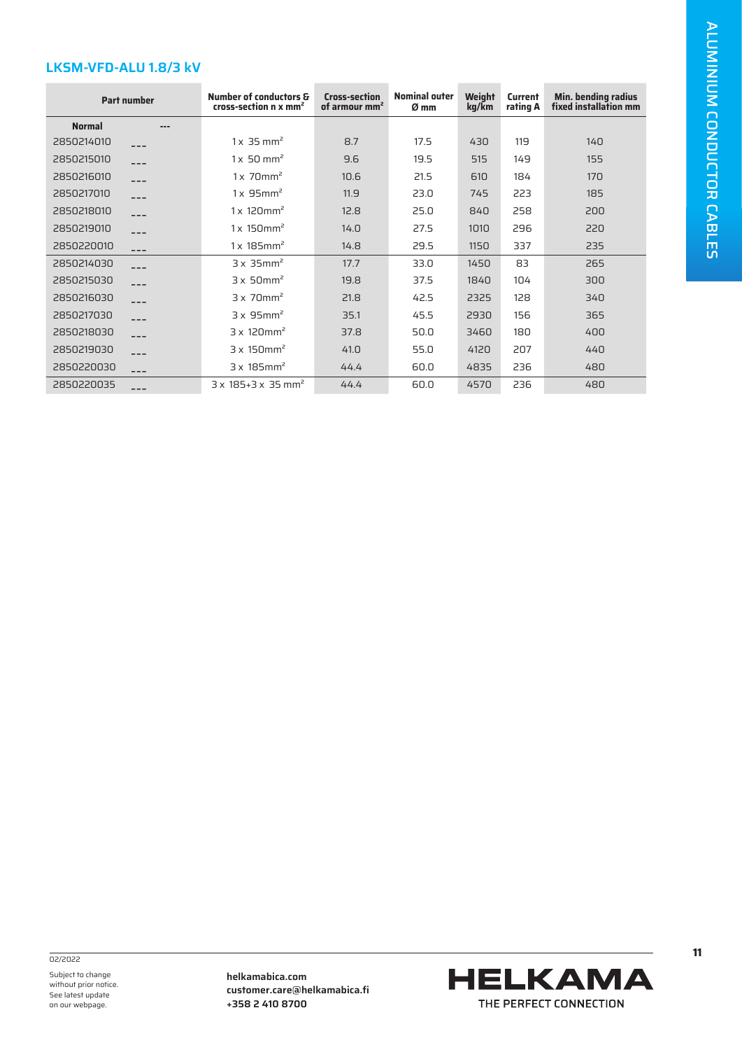## LKSM-VFD-ALU 1.8/3 kV

| Part number | | Number of conductors & cross-section n x mm² | Cross-section of armour mm² | Nominal outer Ø mm | Weight kg/km | Current rating A | Min. bending radius fixed installation mm |
|---|---|---|---|---|---|---|---|
| **Normal** | --- | | | | | | |
| 2850214010 | --- | 1 x 35 mm² | 8.7 | 17.5 | 430 | 119 | 140 |
| 2850215010 | --- | 1 x 50 mm² | 9.6 | 19.5 | 515 | 149 | 155 |
| 2850216010 | --- | 1 x 70mm² | 10.6 | 21.5 | 610 | 184 | 170 |
| 2850217010 | --- | 1 x 95mm² | 11.9 | 23.0 | 745 | 223 | 185 |
| 2850218010 | --- | 1 x 120mm² | 12.8 | 25.0 | 840 | 258 | 200 |
| 2850219010 | --- | 1 x 150mm² | 14.0 | 27.5 | 1010 | 296 | 220 |
| 2850220010 | --- | 1 x 185mm² | 14.8 | 29.5 | 1150 | 337 | 235 |
| 2850214030 | --- | 3 x 35mm² | 17.7 | 33.0 | 1450 | 83 | 265 |
| 2850215030 | --- | 3 x 50mm² | 19.8 | 37.5 | 1840 | 104 | 300 |
| 2850216030 | --- | 3 x 70mm² | 21.8 | 42.5 | 2325 | 128 | 340 |
| 2850217030 | --- | 3 x 95mm² | 35.1 | 45.5 | 2930 | 156 | 365 |
| 2850218030 | --- | 3 x 120mm² | 37.8 | 50.0 | 3460 | 180 | 400 |
| 2850219030 | --- | 3 x 150mm² | 41.0 | 55.0 | 4120 | 207 | 440 |
| 2850220030 | --- | 3 x 185mm² | 44.4 | 60.0 | 4835 | 236 | 480 |
| 2850220035 | --- | 3 x 185+3 x 35 mm² | 44.4 | 60.0 | 4570 | 236 | 480 |

02/2022

Subject to change without prior notice. See latest update on our webpage.

**helkamabica.com**
**customer.care@helkamabica.fi**
**+358 2 410 8700**

HELKAMA
THE PERFECT CONNECTION